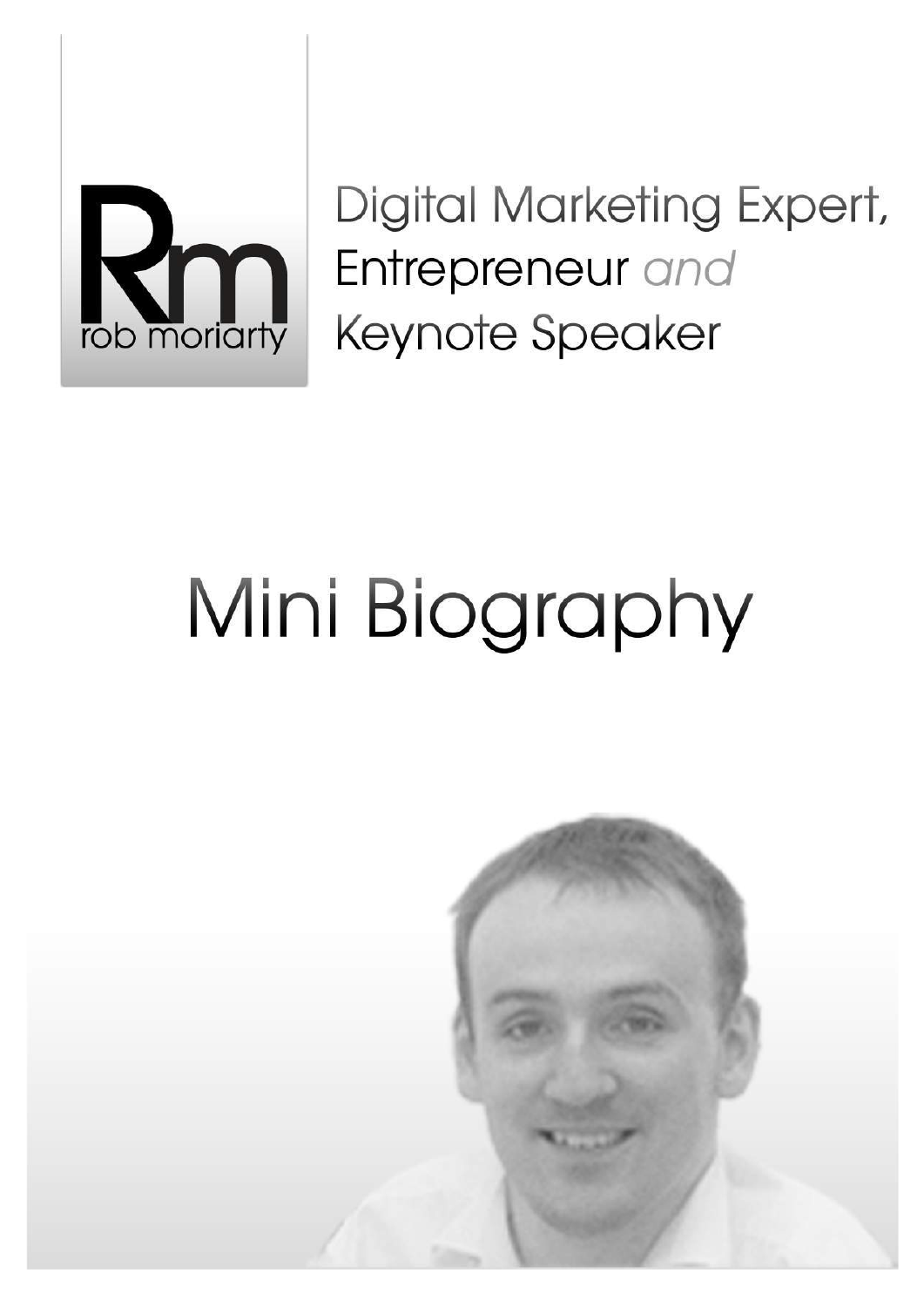Rm
rob moriarty

Digital Marketing Expert, Entrepreneur *and* Keynote Speaker

# Mini Biography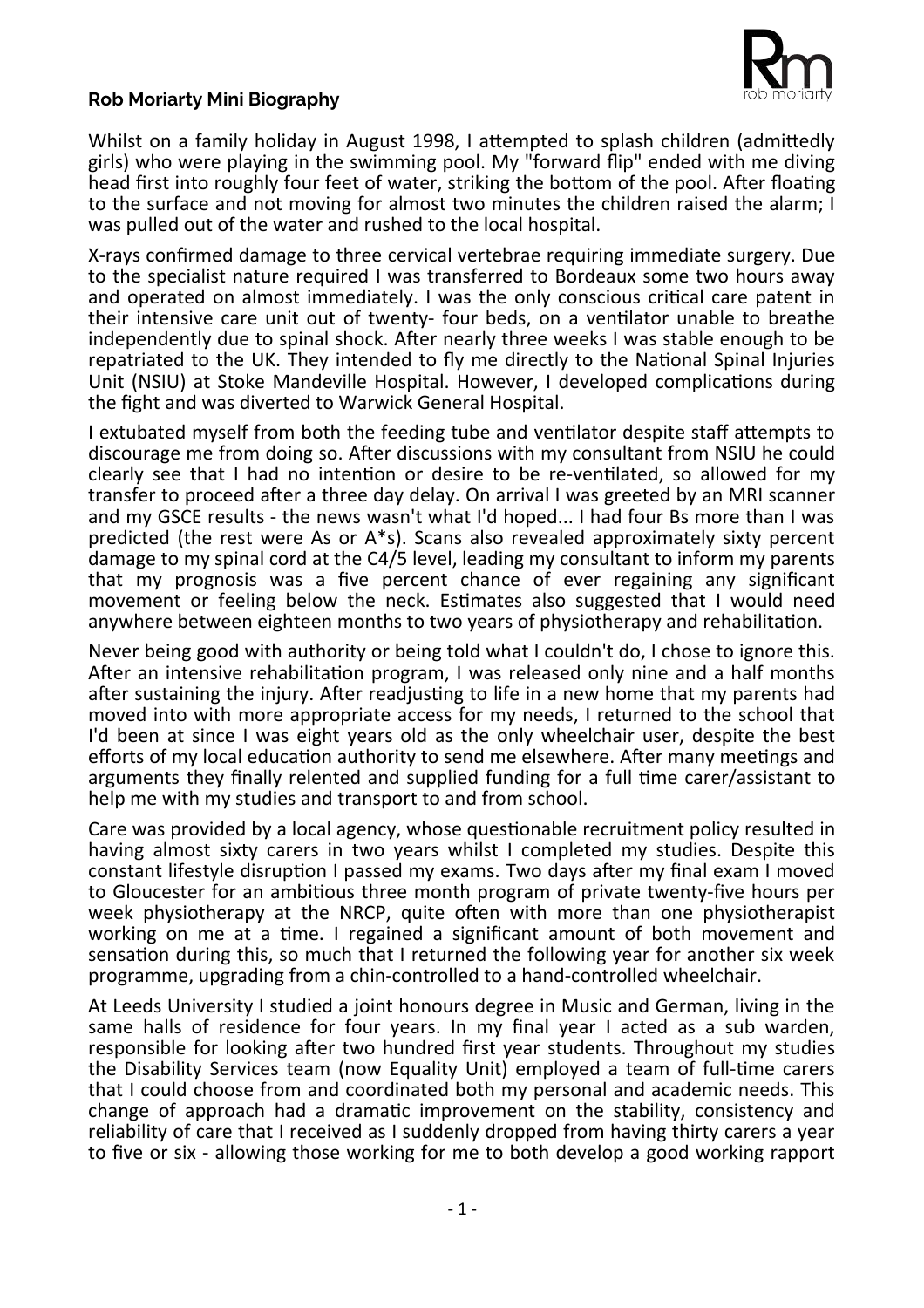**Rob Moriarty Mini Biography**

Whilst on a family holiday in August 1998, I attempted to splash children (admittedly girls) who were playing in the swimming pool. My "forward flip" ended with me diving head first into roughly four feet of water, striking the bottom of the pool. After floating to the surface and not moving for almost two minutes the children raised the alarm; I was pulled out of the water and rushed to the local hospital.

X-rays confirmed damage to three cervical vertebrae requiring immediate surgery. Due to the specialist nature required I was transferred to Bordeaux some two hours away and operated on almost immediately. I was the only conscious critical care patent in their intensive care unit out of twenty- four beds, on a ventilator unable to breathe independently due to spinal shock. After nearly three weeks I was stable enough to be repatriated to the UK. They intended to fly me directly to the National Spinal Injuries Unit (NSIU) at Stoke Mandeville Hospital. However, I developed complications during the fight and was diverted to Warwick General Hospital.

I extubated myself from both the feeding tube and ventilator despite staff attempts to discourage me from doing so. After discussions with my consultant from NSIU he could clearly see that I had no intention or desire to be re-ventilated, so allowed for my transfer to proceed after a three day delay. On arrival I was greeted by an MRI scanner and my GSCE results - the news wasn't what I'd hoped... I had four Bs more than I was predicted (the rest were As or A*s). Scans also revealed approximately sixty percent damage to my spinal cord at the C4/5 level, leading my consultant to inform my parents that my prognosis was a five percent chance of ever regaining any significant movement or feeling below the neck. Estimates also suggested that I would need anywhere between eighteen months to two years of physiotherapy and rehabilitation.

Never being good with authority or being told what I couldn't do, I chose to ignore this. After an intensive rehabilitation program, I was released only nine and a half months after sustaining the injury. After readjusting to life in a new home that my parents had moved into with more appropriate access for my needs, I returned to the school that I'd been at since I was eight years old as the only wheelchair user, despite the best efforts of my local education authority to send me elsewhere. After many meetings and arguments they finally relented and supplied funding for a full time carer/assistant to help me with my studies and transport to and from school.

Care was provided by a local agency, whose questionable recruitment policy resulted in having almost sixty carers in two years whilst I completed my studies. Despite this constant lifestyle disruption I passed my exams. Two days after my final exam I moved to Gloucester for an ambitious three month program of private twenty-five hours per week physiotherapy at the NRCP, quite often with more than one physiotherapist working on me at a time. I regained a significant amount of both movement and sensation during this, so much that I returned the following year for another six week programme, upgrading from a chin-controlled to a hand-controlled wheelchair.

At Leeds University I studied a joint honours degree in Music and German, living in the same halls of residence for four years. In my final year I acted as a sub warden, responsible for looking after two hundred first year students. Throughout my studies the Disability Services team (now Equality Unit) employed a team of full-time carers that I could choose from and coordinated both my personal and academic needs. This change of approach had a dramatic improvement on the stability, consistency and reliability of care that I received as I suddenly dropped from having thirty carers a year to five or six - allowing those working for me to both develop a good working rapport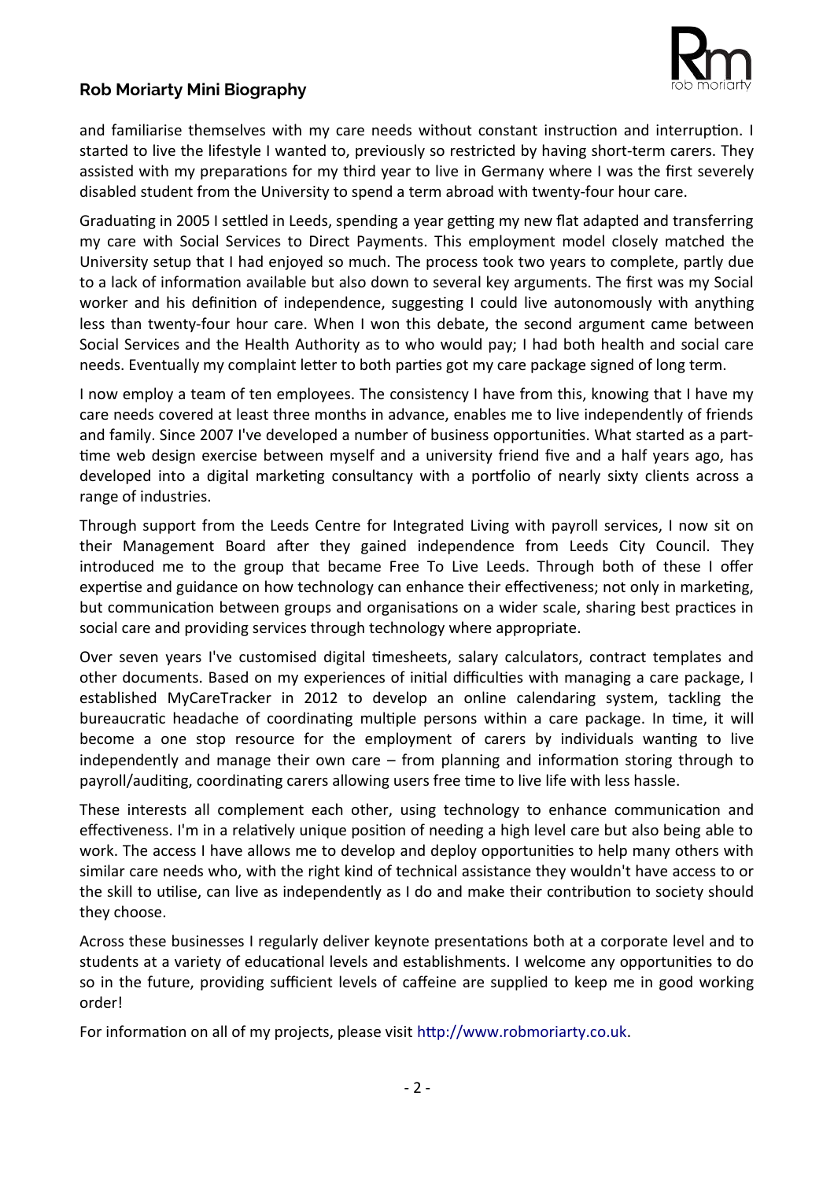and familiarise themselves with my care needs without constant instruction and interruption. I started to live the lifestyle I wanted to, previously so restricted by having short-term carers. They assisted with my preparations for my third year to live in Germany where I was the first severely disabled student from the University to spend a term abroad with twenty-four hour care.

Graduating in 2005 I settled in Leeds, spending a year getting my new flat adapted and transferring my care with Social Services to Direct Payments. This employment model closely matched the University setup that I had enjoyed so much. The process took two years to complete, partly due to a lack of information available but also down to several key arguments. The first was my Social worker and his definition of independence, suggesting I could live autonomously with anything less than twenty-four hour care. When I won this debate, the second argument came between Social Services and the Health Authority as to who would pay; I had both health and social care needs. Eventually my complaint letter to both parties got my care package signed of long term.

I now employ a team of ten employees. The consistency I have from this, knowing that I have my care needs covered at least three months in advance, enables me to live independently of friends and family. Since 2007 I've developed a number of business opportunities. What started as a part-time web design exercise between myself and a university friend five and a half years ago, has developed into a digital marketing consultancy with a portfolio of nearly sixty clients across a range of industries.

Through support from the Leeds Centre for Integrated Living with payroll services, I now sit on their Management Board after they gained independence from Leeds City Council. They introduced me to the group that became Free To Live Leeds. Through both of these I offer expertise and guidance on how technology can enhance their effectiveness; not only in marketing, but communication between groups and organisations on a wider scale, sharing best practices in social care and providing services through technology where appropriate.

Over seven years I've customised digital timesheets, salary calculators, contract templates and other documents. Based on my experiences of initial difficulties with managing a care package, I established MyCareTracker in 2012 to develop an online calendaring system, tackling the bureaucratic headache of coordinating multiple persons within a care package. In time, it will become a one stop resource for the employment of carers by individuals wanting to live independently and manage their own care – from planning and information storing through to payroll/auditing, coordinating carers allowing users free time to live life with less hassle.

These interests all complement each other, using technology to enhance communication and effectiveness. I'm in a relatively unique position of needing a high level care but also being able to work. The access I have allows me to develop and deploy opportunities to help many others with similar care needs who, with the right kind of technical assistance they wouldn't have access to or the skill to utilise, can live as independently as I do and make their contribution to society should they choose.

Across these businesses I regularly deliver keynote presentations both at a corporate level and to students at a variety of educational levels and establishments. I welcome any opportunities to do so in the future, providing sufficient levels of caffeine are supplied to keep me in good working order!

For information on all of my projects, please visit http://www.robmoriarty.co.uk.